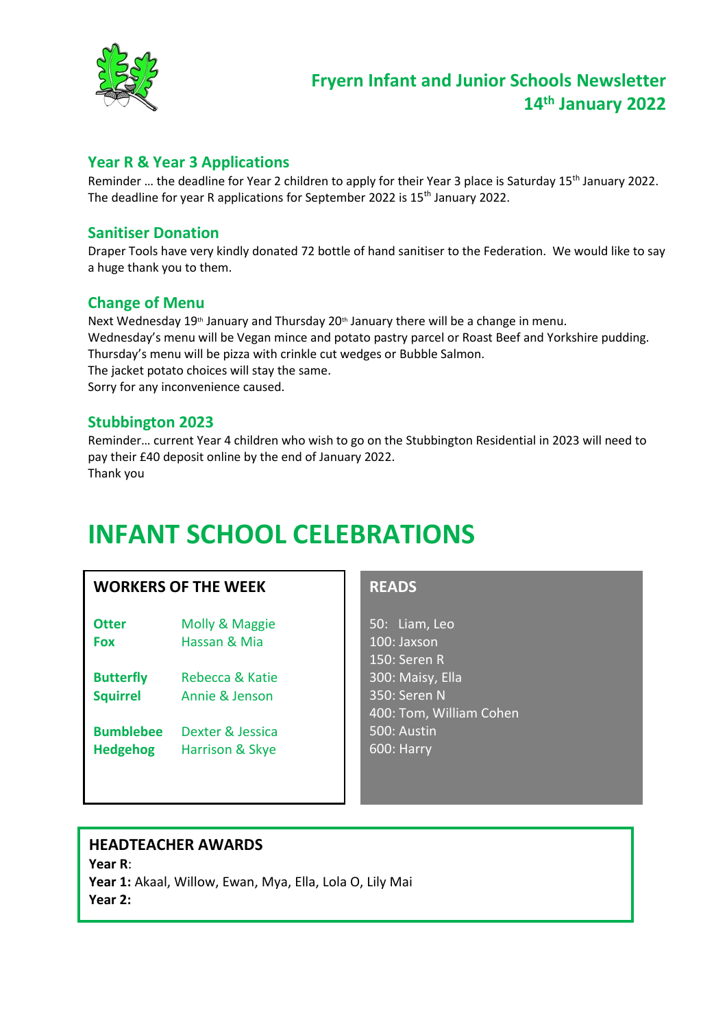# Fryern Infant and Junior Schools Newsletter 14th January 2022

## Year R & Year 3 Applications

Reminder … the deadline for Year 2 children to apply for their Year 3 place is Saturday 15th January 2022. The deadline for year R applications for September 2022 is 15th January 2022.

## Sanitiser Donation

Draper Tools have very kindly donated 72 bottle of hand sanitiser to the Federation. We would like to say a huge thank you to them.

## Change of Menu

Next Wednesday 19th January and Thursday 20th January there will be a change in menu.
Wednesday's menu will be Vegan mince and potato pastry parcel or Roast Beef and Yorkshire pudding.
Thursday's menu will be pizza with crinkle cut wedges or Bubble Salmon.
The jacket potato choices will stay the same.
Sorry for any inconvenience caused.

## Stubbington 2023

Reminder… current Year 4 children who wish to go on the Stubbington Residential in 2023 will need to pay their £40 deposit online by the end of January 2022.
Thank you

# INFANT SCHOOL CELEBRATIONS

### WORKERS OF THE WEEK

| | |
|---|---|
| **Otter** | Molly & Maggie |
| **Fox** | Hassan & Mia |
| **Butterfly** | Rebecca & Katie |
| **Squirrel** | Annie & Jenson |
| **Bumblebee** | Dexter & Jessica |
| **Hedgehog** | Harrison & Skye |

### READS

50: Liam, Leo
100: Jaxson
150: Seren R
300: Maisy, Ella
350: Seren N
400: Tom, William Cohen
500: Austin
600: Harry

### HEADTEACHER AWARDS

**Year R**:
**Year 1:** Akaal, Willow, Ewan, Mya, Ella, Lola O, Lily Mai
**Year 2:**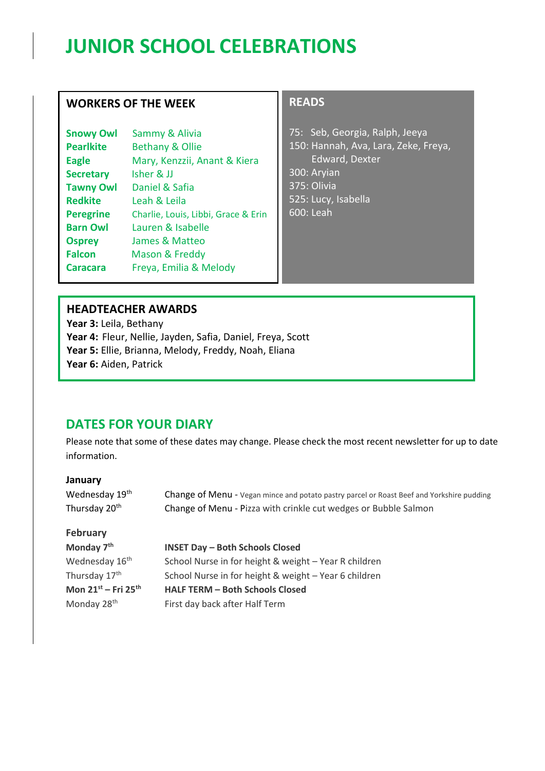# JUNIOR SCHOOL CELEBRATIONS

## WORKERS OF THE WEEK

| | |
|---|---|
| **Snowy Owl** | Sammy & Alivia |
| **Pearlkite** | Bethany & Ollie |
| **Eagle** | Mary, Kenzzii, Anant & Kiera |
| **Secretary** | Isher & JJ |
| **Tawny Owl** | Daniel & Safia |
| **Redkite** | Leah & Leila |
| **Peregrine** | Charlie, Louis, Libbi, Grace & Erin |
| **Barn Owl** | Lauren & Isabelle |
| **Osprey** | James & Matteo |
| **Falcon** | Mason & Freddy |
| **Caracara** | Freya, Emilia & Melody |

## READS

75: Seb, Georgia, Ralph, Jeeya
150: Hannah, Ava, Lara, Zeke, Freya, Edward, Dexter
300: Aryian
375: Olivia
525: Lucy, Isabella
600: Leah

## HEADTEACHER AWARDS

**Year 3:** Leila, Bethany
**Year 4:** Fleur, Nellie, Jayden, Safia, Daniel, Freya, Scott
**Year 5:** Ellie, Brianna, Melody, Freddy, Noah, Eliana
**Year 6:** Aiden, Patrick

## DATES FOR YOUR DIARY

Please note that some of these dates may change. Please check the most recent newsletter for up to date information.

**January**

| | |
|---|---|
| Wednesday 19th | Change of Menu - Vegan mince and potato pastry parcel or Roast Beef and Yorkshire pudding |
| Thursday 20th | Change of Menu - Pizza with crinkle cut wedges or Bubble Salmon |

**February**

| | |
|---|---|
| **Monday 7th** | **INSET Day – Both Schools Closed** |
| Wednesday 16th | School Nurse in for height & weight – Year R children |
| Thursday 17th | School Nurse in for height & weight – Year 6 children |
| **Mon 21st – Fri 25th** | **HALF TERM – Both Schools Closed** |
| Monday 28th | First day back after Half Term |